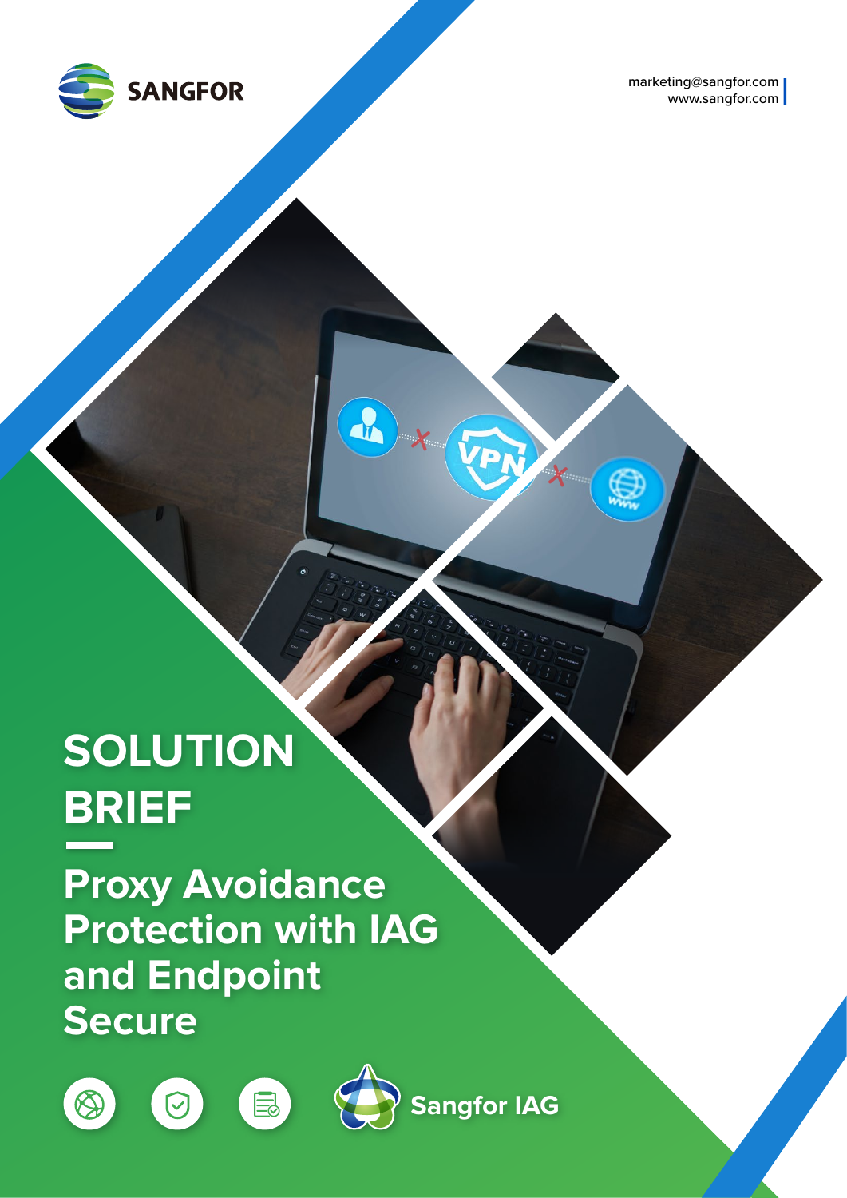SANGFOR

marketing@sangfor.com
www.sangfor.com

# SOLUTION BRIEF

## Proxy Avoidance Protection with IAG and Endpoint Secure

Sangfor IAG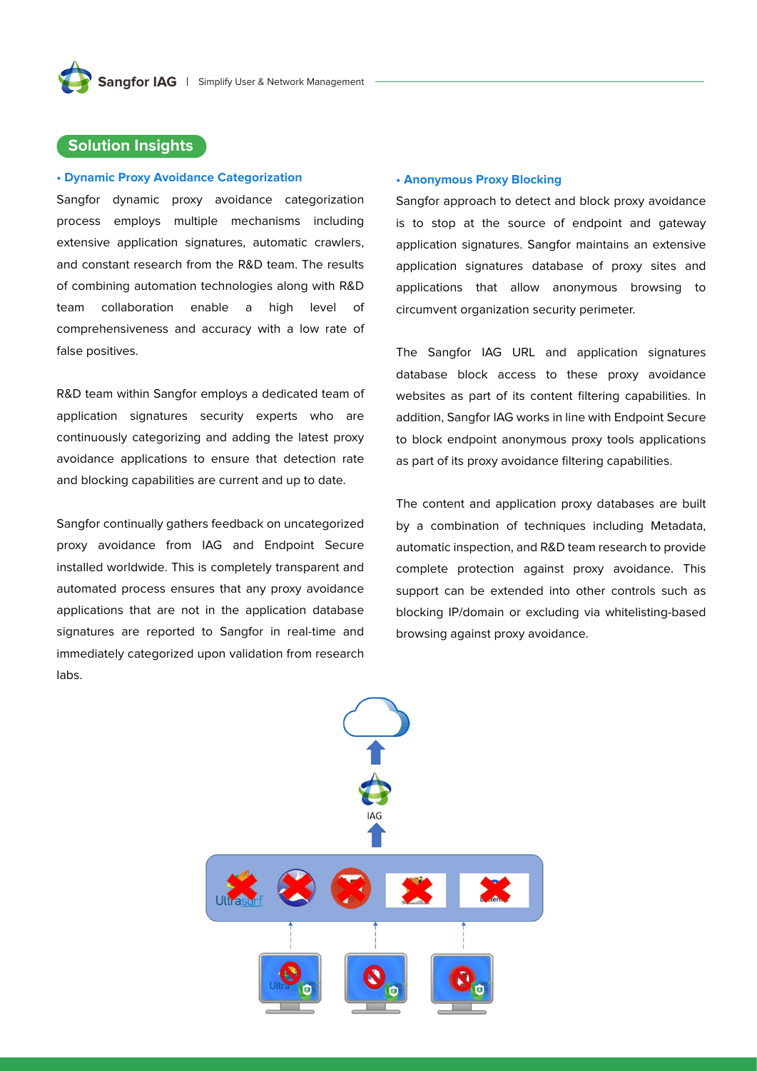## Solution Insights

### • Dynamic Proxy Avoidance Categorization

Sangfor dynamic proxy avoidance categorization process employs multiple mechanisms including extensive application signatures, automatic crawlers, and constant research from the R&D team. The results of combining automation technologies along with R&D team collaboration enable a high level of comprehensiveness and accuracy with a low rate of false positives.

R&D team within Sangfor employs a dedicated team of application signatures security experts who are continuously categorizing and adding the latest proxy avoidance applications to ensure that detection rate and blocking capabilities are current and up to date.

Sangfor continually gathers feedback on uncategorized proxy avoidance from IAG and Endpoint Secure installed worldwide. This is completely transparent and automated process ensures that any proxy avoidance applications that are not in the application database signatures are reported to Sangfor in real-time and immediately categorized upon validation from research labs.

### • Anonymous Proxy Blocking

Sangfor approach to detect and block proxy avoidance is to stop at the source of endpoint and gateway application signatures. Sangfor maintains an extensive application signatures database of proxy sites and applications that allow anonymous browsing to circumvent organization security perimeter.

The Sangfor IAG URL and application signatures database block access to these proxy avoidance websites as part of its content filtering capabilities. In addition, Sangfor IAG works in line with Endpoint Secure to block endpoint anonymous proxy tools applications as part of its proxy avoidance filtering capabilities.

The content and application proxy databases are built by a combination of techniques including Metadata, automatic inspection, and R&D team research to provide complete protection against proxy avoidance. This support can be extended into other controls such as blocking IP/domain or excluding via whitelisting-based browsing against proxy avoidance.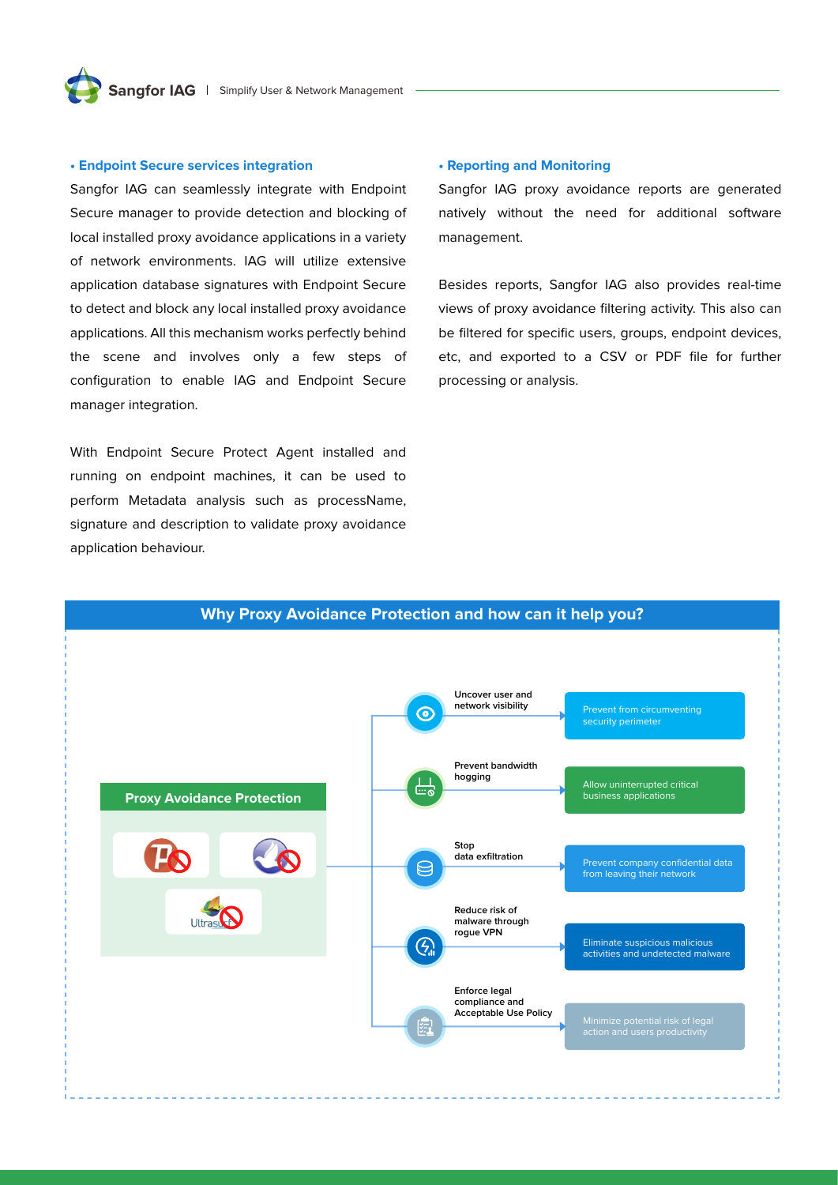**• Endpoint Secure services integration**

Sangfor IAG can seamlessly integrate with Endpoint Secure manager to provide detection and blocking of local installed proxy avoidance applications in a variety of network environments. IAG will utilize extensive application database signatures with Endpoint Secure to detect and block any local installed proxy avoidance applications. All this mechanism works perfectly behind the scene and involves only a few steps of configuration to enable IAG and Endpoint Secure manager integration.

With Endpoint Secure Protect Agent installed and running on endpoint machines, it can be used to perform Metadata analysis such as processName, signature and description to validate proxy avoidance application behaviour.

**• Reporting and Monitoring**

Sangfor IAG proxy avoidance reports are generated natively without the need for additional software management.

Besides reports, Sangfor IAG also provides real-time views of proxy avoidance filtering activity. This also can be filtered for specific users, groups, endpoint devices, etc, and exported to a CSV or PDF file for further processing or analysis.

## Why Proxy Avoidance Protection and how can it help you?

Proxy Avoidance Protection

Uncover user and network visibility

Prevent from circumventing security perimeter

Prevent bandwidth hogging

Allow uninterrupted critical business applications

Stop data exfiltration

Prevent company confidential data from leaving their network

Reduce risk of malware through rogue VPN

Eliminate suspicious malicious activities and undetected malware

Enforce legal compliance and Acceptable Use Policy

Minimize potential risk of legal action and users productivity